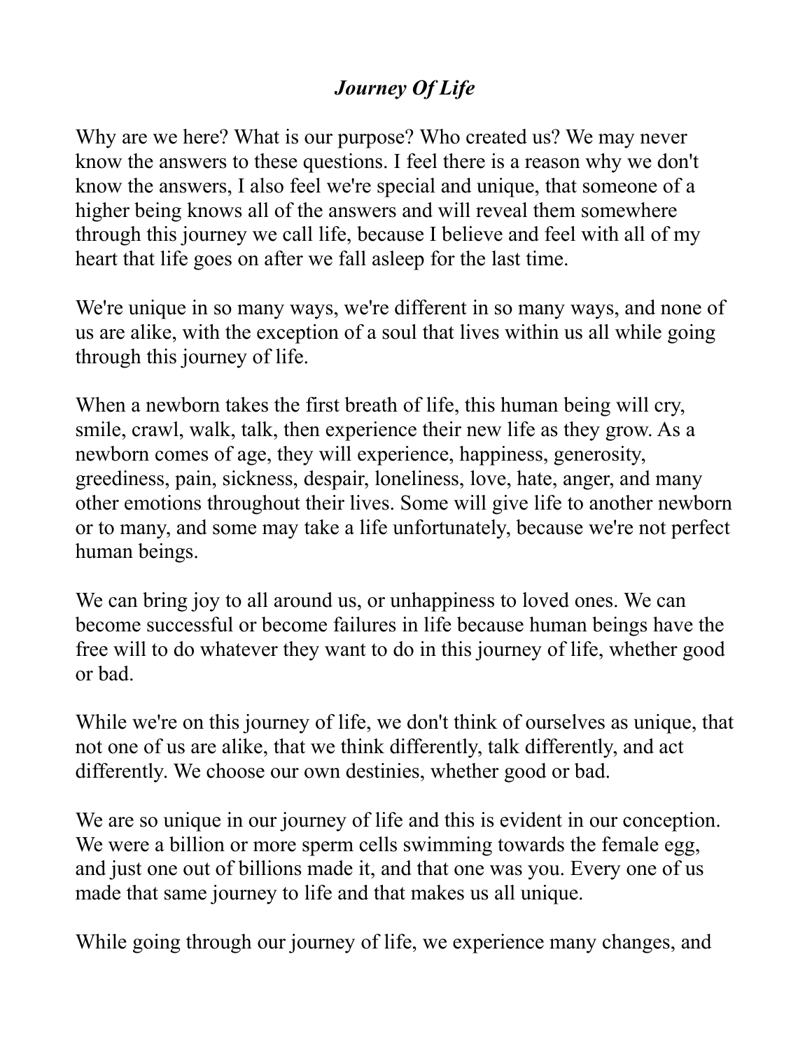# *Journey Of Life*

Why are we here? What is our purpose? Who created us? We may never know the answers to these questions. I feel there is a reason why we don't know the answers, I also feel we're special and unique, that someone of a higher being knows all of the answers and will reveal them somewhere through this journey we call life, because I believe and feel with all of my heart that life goes on after we fall asleep for the last time.

We're unique in so many ways, we're different in so many ways, and none of us are alike, with the exception of a soul that lives within us all while going through this journey of life.

When a newborn takes the first breath of life, this human being will cry, smile, crawl, walk, talk, then experience their new life as they grow. As a newborn comes of age, they will experience, happiness, generosity, greediness, pain, sickness, despair, loneliness, love, hate, anger, and many other emotions throughout their lives. Some will give life to another newborn or to many, and some may take a life unfortunately, because we're not perfect human beings.

We can bring joy to all around us, or unhappiness to loved ones. We can become successful or become failures in life because human beings have the free will to do whatever they want to do in this journey of life, whether good or bad.

While we're on this journey of life, we don't think of ourselves as unique, that not one of us are alike, that we think differently, talk differently, and act differently. We choose our own destinies, whether good or bad.

We are so unique in our journey of life and this is evident in our conception. We were a billion or more sperm cells swimming towards the female egg, and just one out of billions made it, and that one was you. Every one of us made that same journey to life and that makes us all unique.

While going through our journey of life, we experience many changes, and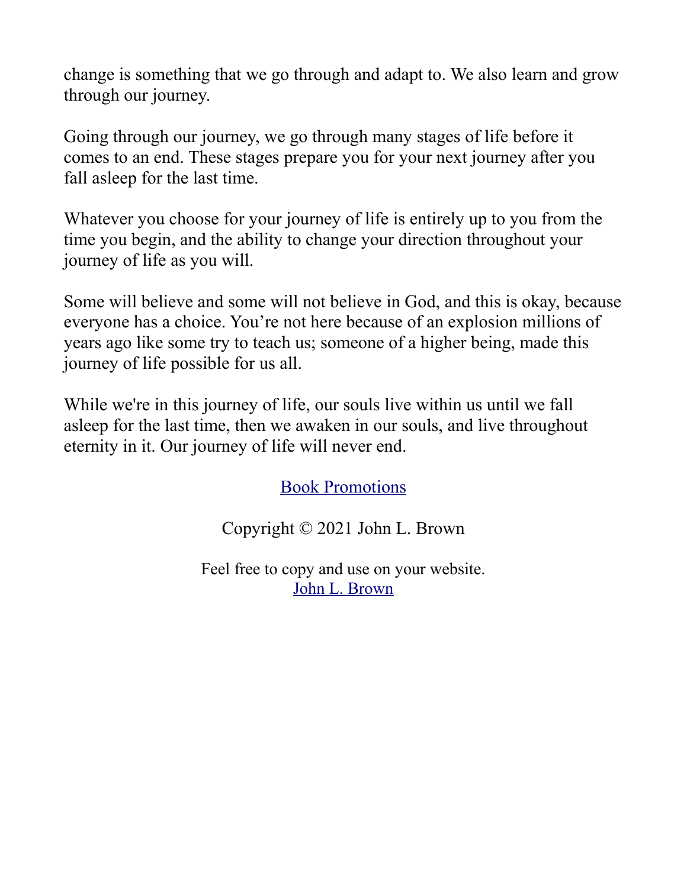change is something that we go through and adapt to. We also learn and grow through our journey.

Going through our journey, we go through many stages of life before it comes to an end. These stages prepare you for your next journey after you fall asleep for the last time.

Whatever you choose for your journey of life is entirely up to you from the time you begin, and the ability to change your direction throughout your journey of life as you will.

Some will believe and some will not believe in God, and this is okay, because everyone has a choice. You’re not here because of an explosion millions of years ago like some try to teach us; someone of a higher being, made this journey of life possible for us all.

While we're in this journey of life, our souls live within us until we fall asleep for the last time, then we awaken in our souls, and live throughout eternity in it. Our journey of life will never end.

Book Promotions

Copyright © 2021 John L. Brown

Feel free to copy and use on your website.
John L. Brown